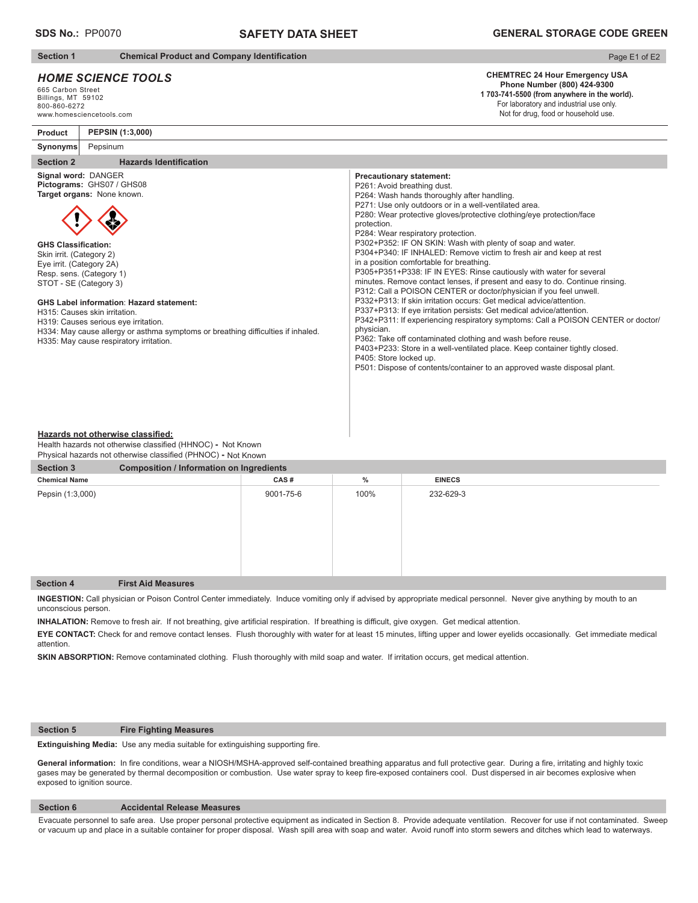**SDS No.:** PP0070 **SAFETY DATA SHEET** **GENERAL STORAGE CODE GREEN**

## Section 1 Chemical Product and Company Identification

### *HOME SCIENCE TOOLS*

665 Carbon Street
Billings, MT 59102
800-860-6272
www.homesciencetools.com

**CHEMTREC 24 Hour Emergency USA**
**Phone Number (800) 424-9300**
**1 703-741-5500 (from anywhere in the world).**
For laboratory and industrial use only.
Not for drug, food or household use.

| **Product** | **PEPSIN (1:3,000)** |
|---|---|
| **Synonyms** | Pepsinum |

## Section 2 Hazards Identification

**Signal word:** DANGER
**Pictograms:** GHS07 / GHS08
**Target organs:** None known.

**GHS Classification:**
Skin irrit. (Category 2)
Eye irrit. (Category 2A)
Resp. sens. (Category 1)
STOT - SE (Category 3)

**GHS Label information**: **Hazard statement:**
H315: Causes skin irritation.
H319: Causes serious eye irritation.
H334: May cause allergy or asthma symptoms or breathing difficulties if inhaled.
H335: May cause respiratory irritation.

**Precautionary statement:**
P261: Avoid breathing dust.
P264: Wash hands thoroughly after handling.
P271: Use only outdoors or in a well-ventilated area.
P280: Wear protective gloves/protective clothing/eye protection/face protection.
P284: Wear respiratory protection.
P302+P352: IF ON SKIN: Wash with plenty of soap and water.
P304+P340: IF INHALED: Remove victim to fresh air and keep at rest in a position comfortable for breathing.
P305+P351+P338: IF IN EYES: Rinse cautiously with water for several minutes. Remove contact lenses, if present and easy to do. Continue rinsing.
P312: Call a POISON CENTER or doctor/physician if you feel unwell.
P332+P313: If skin irritation occurs: Get medical advice/attention.
P337+P313: If eye irritation persists: Get medical advice/attention.
P342+P311: If experiencing respiratory symptoms: Call a POISON CENTER or doctor/physician.
P362: Take off contaminated clothing and wash before reuse.
P403+P233: Store in a well-ventilated place. Keep container tightly closed.
P405: Store locked up.
P501: Dispose of contents/container to an approved waste disposal plant.

**Hazards not otherwise classified:**
Health hazards not otherwise classified (HHNOC) **-** Not Known
Physical hazards not otherwise classified (PHNOC) **-** Not Known

## Section 3 Composition / Information on Ingredients

| Chemical Name | CAS # | % | EINECS |
|---|---|---|---|
| Pepsin (1:3,000) | 9001-75-6 | 100% | 232-629-3 |

## Section 4 First Aid Measures

**INGESTION:** Call physician or Poison Control Center immediately. Induce vomiting only if advised by appropriate medical personnel. Never give anything by mouth to an unconscious person.

**INHALATION:** Remove to fresh air. If not breathing, give artificial respiration. If breathing is difficult, give oxygen. Get medical attention.

**EYE CONTACT:** Check for and remove contact lenses. Flush thoroughly with water for at least 15 minutes, lifting upper and lower eyelids occasionally. Get immediate medical attention.

**SKIN ABSORPTION:** Remove contaminated clothing. Flush thoroughly with mild soap and water. If irritation occurs, get medical attention.

## Section 5 Fire Fighting Measures

**Extinguishing Media:** Use any media suitable for extinguishing supporting fire.

**General information:** In fire conditions, wear a NIOSH/MSHA-approved self-contained breathing apparatus and full protective gear. During a fire, irritating and highly toxic gases may be generated by thermal decomposition or combustion. Use water spray to keep fire-exposed containers cool. Dust dispersed in air becomes explosive when exposed to ignition source.

## Section 6 Accidental Release Measures

Evacuate personnel to safe area. Use proper personal protective equipment as indicated in Section 8. Provide adequate ventilation. Recover for use if not contaminated. Sweep or vacuum up and place in a suitable container for proper disposal. Wash spill area with soap and water. Avoid runoff into storm sewers and ditches which lead to waterways.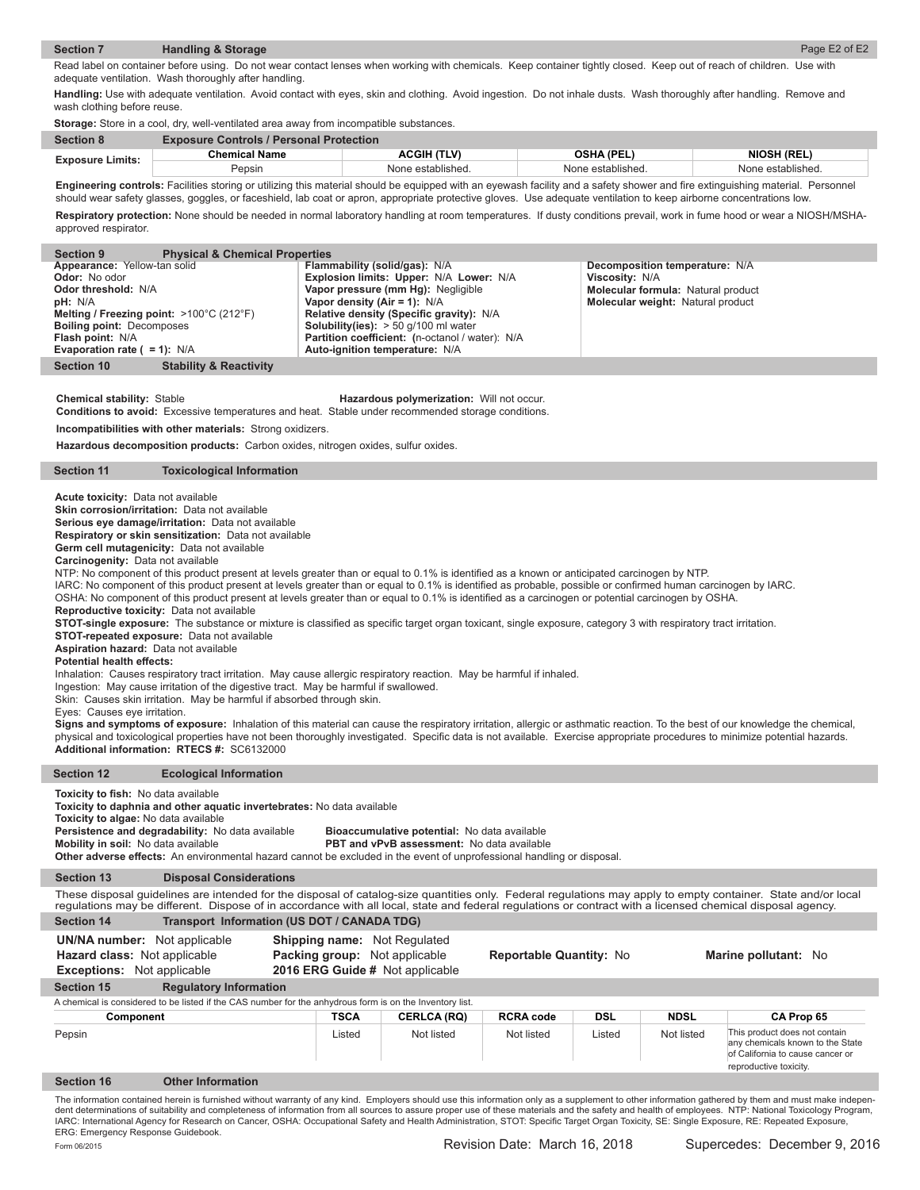## Section 7 Handling & Storage

Read label on container before using. Do not wear contact lenses when working with chemicals. Keep container tightly closed. Keep out of reach of children. Use with adequate ventilation. Wash thoroughly after handling.

**Handling:** Use with adequate ventilation. Avoid contact with eyes, skin and clothing. Avoid ingestion. Do not inhale dusts. Wash thoroughly after handling. Remove and wash clothing before reuse.

**Storage:** Store in a cool, dry, well-ventilated area away from incompatible substances.

## Section 8 Exposure Controls / Personal Protection

| | Chemical Name | ACGIH (TLV) | OSHA (PEL) | NIOSH (REL) |
|---|---|---|---|---|
| **Exposure Limits:** | Pepsin | None established. | None established. | None established. |

**Engineering controls:** Facilities storing or utilizing this material should be equipped with an eyewash facility and a safety shower and fire extinguishing material. Personnel should wear safety glasses, goggles, or faceshield, lab coat or apron, appropriate protective gloves. Use adequate ventilation to keep airborne concentrations low.

**Respiratory protection:** None should be needed in normal laboratory handling at room temperatures. If dusty conditions prevail, work in fume hood or wear a NIOSH/MSHA-approved respirator.

## Section 9 Physical & Chemical Properties

**Appearance:** Yellow-tan solid
**Odor:** No odor
**Odor threshold:** N/A
**pH:** N/A
**Melting / Freezing point:** >100°C (212°F)
**Boiling point:** Decomposes
**Flash point:** N/A
**Evaporation rate ( = 1):** N/A

**Flammability (solid/gas):** N/A
**Explosion limits: Upper:** N/A **Lower:** N/A
**Vapor pressure (mm Hg):** Negligible
**Vapor density (Air = 1):** N/A
**Relative density (Specific gravity):** N/A
**Solubility(ies):** > 50 g/100 ml water
**Partition coefficient: (**n-octanol / water): N/A
**Auto-ignition temperature:** N/A

**Decomposition temperature:** N/A
**Viscosity:** N/A
**Molecular formula:** Natural product
**Molecular weight:** Natural product

## Section 10 Stability & Reactivity

**Chemical stability:** Stable

**Hazardous polymerization:** Will not occur.

**Conditions to avoid:** Excessive temperatures and heat. Stable under recommended storage conditions.

**Incompatibilities with other materials:** Strong oxidizers.

**Hazardous decomposition products:** Carbon oxides, nitrogen oxides, sulfur oxides.

## Section 11 Toxicological Information

**Acute toxicity:** Data not available
**Skin corrosion/irritation:** Data not available
**Serious eye damage/irritation:** Data not available
**Respiratory or skin sensitization:** Data not available
**Germ cell mutagenicity:** Data not available
**Carcinogenity:** Data not available
NTP: No component of this product present at levels greater than or equal to 0.1% is identified as a known or anticipated carcinogen by NTP.
IARC: No component of this product present at levels greater than or equal to 0.1% is identified as probable, possible or confirmed human carcinogen by IARC.
OSHA: No component of this product present at levels greater than or equal to 0.1% is identified as a carcinogen or potential carcinogen by OSHA.
**Reproductive toxicity:** Data not available
**STOT-single exposure:** The substance or mixture is classified as specific target organ toxicant, single exposure, category 3 with respiratory tract irritation.
**STOT-repeated exposure:** Data not available
**Aspiration hazard:** Data not available
**Potential health effects:**
Inhalation: Causes respiratory tract irritation. May cause allergic respiratory reaction. May be harmful if inhaled.
Ingestion: May cause irritation of the digestive tract. May be harmful if swallowed.
Skin: Causes skin irritation. May be harmful if absorbed through skin.
Eyes: Causes eye irritation.
**Signs and symptoms of exposure:** Inhalation of this material can cause the respiratory irritation, allergic or asthmatic reaction. To the best of our knowledge the chemical, physical and toxicological properties have not been thoroughly investigated. Specific data is not available. Exercise appropriate procedures to minimize potential hazards.
**Additional information: RTECS #:** SC6132000

## Section 12 Ecological Information

**Toxicity to fish:** No data available
**Toxicity to daphnia and other aquatic invertebrates:** No data available
**Toxicity to algae:** No data available
**Persistence and degradability:** No data available
**Bioaccumulative potential:** No data available
**Mobility in soil:** No data available
**PBT and vPvB assessment:** No data available
**Other adverse effects:** An environmental hazard cannot be excluded in the event of unprofessional handling or disposal.

## Section 13 Disposal Considerations

These disposal guidelines are intended for the disposal of catalog-size quantities only. Federal regulations may apply to empty container. State and/or local regulations may be different. Dispose of in accordance with all local, state and federal regulations or contract with a licensed chemical disposal agency.

## Section 14 Transport Information (US DOT / CANADA TDG)

**UN/NA number:** Not applicable
**Hazard class:** Not applicable
**Exceptions:** Not applicable
**Shipping name:** Not Regulated
**Packing group:** Not applicable
**2016 ERG Guide #** Not applicable
**Reportable Quantity:** No
**Marine pollutant:** No

## Section 15 Regulatory Information

A chemical is considered to be listed if the CAS number for the anhydrous form is on the Inventory list.

| Component | TSCA | CERLCA (RQ) | RCRA code | DSL | NDSL | CA Prop 65 |
|---|---|---|---|---|---|---|
| Pepsin | Listed | Not listed | Not listed | Listed | Not listed | This product does not contain any chemicals known to the State of California to cause cancer or reproductive toxicity. |

## Section 16 Other Information

The information contained herein is furnished without warranty of any kind. Employers should use this information only as a supplement to other information gathered by them and must make independent determinations of suitability and completeness of information from all sources to assure proper use of these materials and the safety and health of employees. NTP: National Toxicology Program, IARC: International Agency for Research on Cancer, OSHA: Occupational Safety and Health Administration, STOT: Specific Target Organ Toxicity, SE: Single Exposure, RE: Repeated Exposure, ERG: Emergency Response Guidebook.

Form 06/2015

Revision Date: March 16, 2018 Supercedes: December 9, 2016